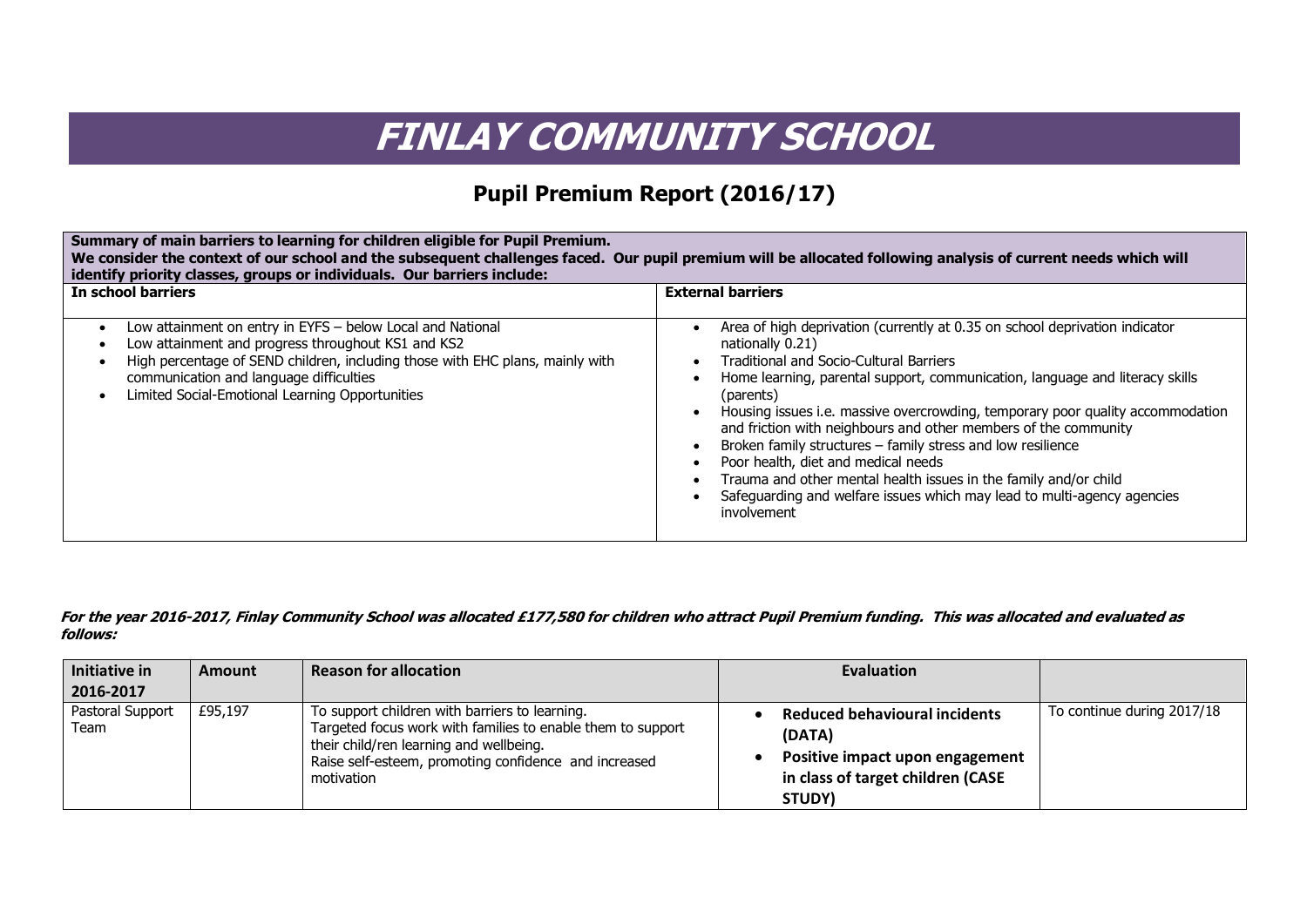# FINLAY COMMUNITY SCHOOL

## Pupil Premium Report (2016/17)

| **Summary of main barriers to learning for children eligible for Pupil Premium.**<br>**We consider the context of our school and the subsequent challenges faced. Our pupil premium will be allocated following analysis of current needs which will identify priority classes, groups or individuals. Our barriers include:** | |
|---|---|
| **In school barriers** | **External barriers** |
| • Low attainment on entry in EYFS – below Local and National<br>• Low attainment and progress throughout KS1 and KS2<br>• High percentage of SEND children, including those with EHC plans, mainly with communication and language difficulties<br>• Limited Social-Emotional Learning Opportunities | • Area of high deprivation (currently at 0.35 on school deprivation indicator nationally 0.21)<br>• Traditional and Socio-Cultural Barriers<br>• Home learning, parental support, communication, language and literacy skills (parents)<br>• Housing issues i.e. massive overcrowding, temporary poor quality accommodation and friction with neighbours and other members of the community<br>• Broken family structures – family stress and low resilience<br>• Poor health, diet and medical needs<br>• Trauma and other mental health issues in the family and/or child<br>• Safeguarding and welfare issues which may lead to multi-agency agencies involvement |

***For the year 2016-2017, Finlay Community School was allocated £177,580 for children who attract Pupil Premium funding. This was allocated and evaluated as follows:***

| **Initiative in 2016-2017** | **Amount** | **Reason for allocation** | **Evaluation** | |
|---|---|---|---|---|
| Pastoral Support Team | £95,197 | To support children with barriers to learning.<br>Targeted focus work with families to enable them to support their child/ren learning and wellbeing.<br>Raise self-esteem, promoting confidence and increased motivation | • **Reduced behavioural incidents (DATA)**<br>• **Positive impact upon engagement in class of target children (CASE STUDY)** | To continue during 2017/18 |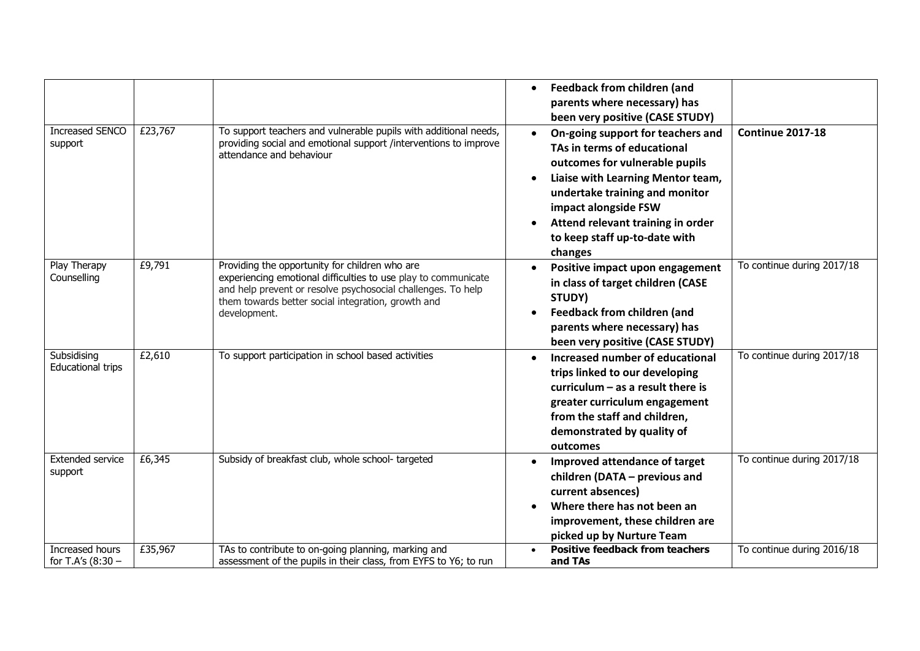| | | | | |
|---|---|---|---|---|
| | | | • **Feedback from children (and parents where necessary) has been very positive (CASE STUDY)** | |
| Increased SENCO support | £23,767 | To support teachers and vulnerable pupils with additional needs, providing social and emotional support /interventions to improve attendance and behaviour | • **On-going support for teachers and TAs in terms of educational outcomes for vulnerable pupils**<br>• **Liaise with Learning Mentor team, undertake training and monitor impact alongside FSW**<br>• **Attend relevant training in order to keep staff up-to-date with changes** | **Continue 2017-18** |
| Play Therapy Counselling | £9,791 | Providing the opportunity for children who are experiencing emotional difficulties to use play to communicate and help prevent or resolve psychosocial challenges. To help them towards better social integration, growth and development. | • **Positive impact upon engagement in class of target children (CASE STUDY)**<br>• **Feedback from children (and parents where necessary) has been very positive (CASE STUDY)** | To continue during 2017/18 |
| Subsidising Educational trips | £2,610 | To support participation in school based activities | • **Increased number of educational trips linked to our developing curriculum – as a result there is greater curriculum engagement from the staff and children, demonstrated by quality of outcomes** | To continue during 2017/18 |
| Extended service support | £6,345 | Subsidy of breakfast club, whole school- targeted | • **Improved attendance of target children (DATA – previous and current absences)**<br>• **Where there has not been an improvement, these children are picked up by Nurture Team** | To continue during 2017/18 |
| Increased hours for T.A's (8:30 – | £35,967 | TAs to contribute to on-going planning, marking and assessment of the pupils in their class, from EYFS to Y6; to run | • **Positive feedback from teachers and TAs** | To continue during 2016/18 |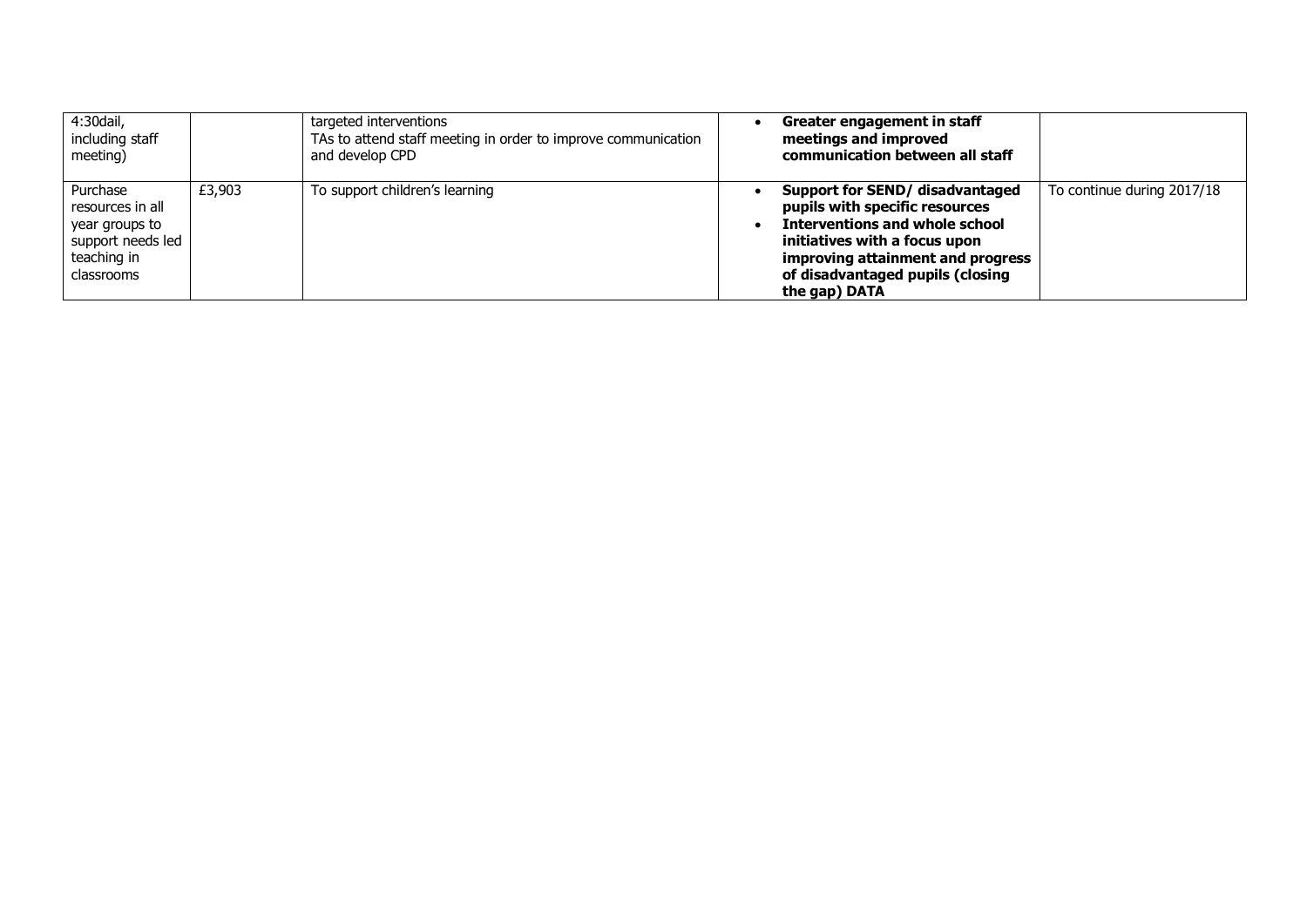| | | | | |
|---|---|---|---|---|
| 4:30dail, including staff meeting) | | targeted interventions<br>TAs to attend staff meeting in order to improve communication and develop CPD | • **Greater engagement in staff meetings and improved communication between all staff** | |
| Purchase resources in all year groups to support needs led teaching in classrooms | £3,903 | To support children's learning | • **Support for SEND/ disadvantaged pupils with specific resources**<br>• **Interventions and whole school initiatives with a focus upon improving attainment and progress of disadvantaged pupils (closing the gap) DATA** | To continue during 2017/18 |